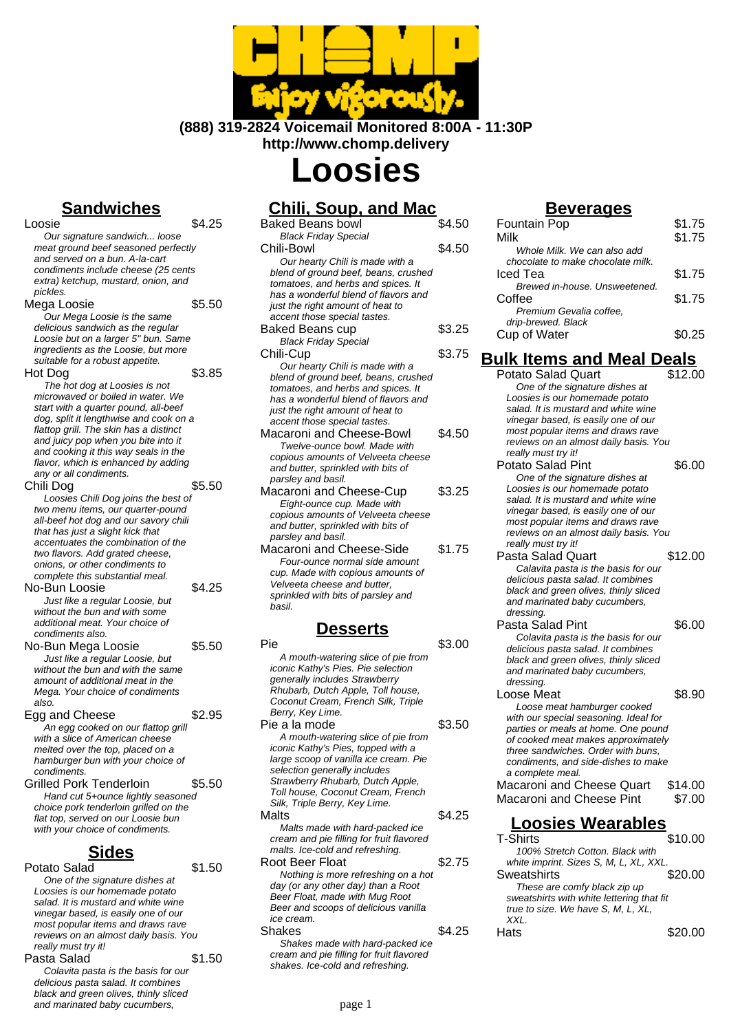**(888) 319-2824 Voicemail Monitored 8:00A - 11:30P**

**http://www.chomp.delivery**

# Loosies

## Sandwiches

**Loosie** — $4.25
*Our signature sandwich... loose meat ground beef seasoned perfectly and served on a bun. A-la-cart condiments include cheese (25 cents extra) ketchup, mustard, onion, and pickles.*

**Mega Loosie** — $5.50
*Our Mega Loosie is the same delicious sandwich as the regular Loosie but on a larger 5" bun. Same ingredients as the Loosie, but more suitable for a robust appetite.*

**Hot Dog** — $3.85
*The hot dog at Loosies is not microwaved or boiled in water. We start with a quarter pound, all-beef dog, split it lengthwise and cook on a flattop grill. The skin has a distinct and juicy pop when you bite into it and cooking it this way seals in the flavor, which is enhanced by adding any or all condiments.*

**Chili Dog** — $5.50
*Loosies Chili Dog joins the best of two menu items, our quarter-pound all-beef hot dog and our savory chili that has just a slight kick that accentuates the combination of the two flavors. Add grated cheese, onions, or other condiments to complete this substantial meal.*

**No-Bun Loosie** — $4.25
*Just like a regular Loosie, but without the bun and with some additional meat. Your choice of condiments also.*

**No-Bun Mega Loosie** — $5.50
*Just like a regular Loosie, but without the bun and with the same amount of additional meat in the Mega. Your choice of condiments also.*

**Egg and Cheese** — $2.95
*An egg cooked on our flattop grill with a slice of American cheese melted over the top, placed on a hamburger bun with your choice of condiments.*

**Grilled Pork Tenderloin** — $5.50
*Hand cut 5+ounce lightly seasoned choice pork tenderloin grilled on the flat top, served on our Loosie bun with your choice of condiments.*

## Sides

**Potato Salad** — $1.50
*One of the signature dishes at Loosies is our homemade potato salad. It is mustard and white wine vinegar based, is easily one of our most popular items and draws rave reviews on an almost daily basis. You really must try it!*

**Pasta Salad** — $1.50
*Colavita pasta is the basis for our delicious pasta salad. It combines black and green olives, thinly sliced and marinated baby cucumbers,*

## Chili, Soup, and Mac

**Baked Beans bowl** — $4.50
*Black Friday Special*

**Chili-Bowl** — $4.50
*Our hearty Chili is made with a blend of ground beef, beans, crushed tomatoes, and herbs and spices. It has a wonderful blend of flavors and just the right amount of heat to accent those special tastes.*

**Baked Beans cup** — $3.25
*Black Friday Special*

**Chili-Cup** — $3.75
*Our hearty Chili is made with a blend of ground beef, beans, crushed tomatoes, and herbs and spices. It has a wonderful blend of flavors and just the right amount of heat to accent those special tastes.*

**Macaroni and Cheese-Bowl** — $4.50
*Twelve-ounce bowl. Made with copious amounts of Velveeta cheese and butter, sprinkled with bits of parsley and basil.*

**Macaroni and Cheese-Cup** — $3.25
*Eight-ounce cup. Made with copious amounts of Velveeta cheese and butter, sprinkled with bits of parsley and basil.*

**Macaroni and Cheese-Side** — $1.75
*Four-ounce normal side amount cup. Made with copious amounts of Velveeta cheese and butter, sprinkled with bits of parsley and basil.*

## Desserts

**Pie** — $3.00
*A mouth-watering slice of pie from iconic Kathy's Pies. Pie selection generally includes Strawberry Rhubarb, Dutch Apple, Toll house, Coconut Cream, French Silk, Triple Berry, Key Lime.*

**Pie a la mode** — $3.50
*A mouth-watering slice of pie from iconic Kathy's Pies, topped with a large scoop of vanilla ice cream. Pie selection generally includes Strawberry Rhubarb, Dutch Apple, Toll house, Coconut Cream, French Silk, Triple Berry, Key Lime.*

**Malts** — $4.25
*Malts made with hard-packed ice cream and pie filling for fruit flavored malts. Ice-cold and refreshing.*

**Root Beer Float** — $2.75
*Nothing is more refreshing on a hot day (or any other day) than a Root Beer Float, made with Mug Root Beer and scoops of delicious vanilla ice cream.*

**Shakes** — $4.25
*Shakes made with hard-packed ice cream and pie filling for fruit flavored shakes. Ice-cold and refreshing.*

## Beverages

**Fountain Pop** — $1.75

**Milk** — $1.75
*Whole Milk. We can also add chocolate to make chocolate milk.*

**Iced Tea** — $1.75
*Brewed in-house. Unsweetened.*

**Coffee** — $1.75
*Premium Gevalia coffee, drip-brewed. Black*

**Cup of Water** — $0.25

## Bulk Items and Meal Deals

**Potato Salad Quart** — $12.00
*One of the signature dishes at Loosies is our homemade potato salad. It is mustard and white wine vinegar based, is easily one of our most popular items and draws rave reviews on an almost daily basis. You really must try it!*

**Potato Salad Pint** — $6.00
*One of the signature dishes at Loosies is our homemade potato salad. It is mustard and white wine vinegar based, is easily one of our most popular items and draws rave reviews on an almost daily basis. You really must try it!*

**Pasta Salad Quart** — $12.00
*Calavita pasta is the basis for our delicious pasta salad. It combines black and green olives, thinly sliced and marinated baby cucumbers, dressing.*

**Pasta Salad Pint** — $6.00
*Colavita pasta is the basis for our delicious pasta salad. It combines black and green olives, thinly sliced and marinated baby cucumbers, dressing.*

**Loose Meat** — $8.90
*Loose meat hamburger cooked with our special seasoning. Ideal for parties or meals at home. One pound of cooked meat makes approximately three sandwiches. Order with buns, condiments, and side-dishes to make a complete meal.*

**Macaroni and Cheese Quart** — $14.00

**Macaroni and Cheese Pint** — $7.00

## Loosies Wearables

**T-Shirts** — $10.00
*100% Stretch Cotton. Black with white imprint. Sizes S, M, L, XL, XXL.*

**Sweatshirts** — $20.00
*These are comfy black zip up sweatshirts with white lettering that fit true to size. We have S, M, L, XL, XXL.*

**Hats** — $20.00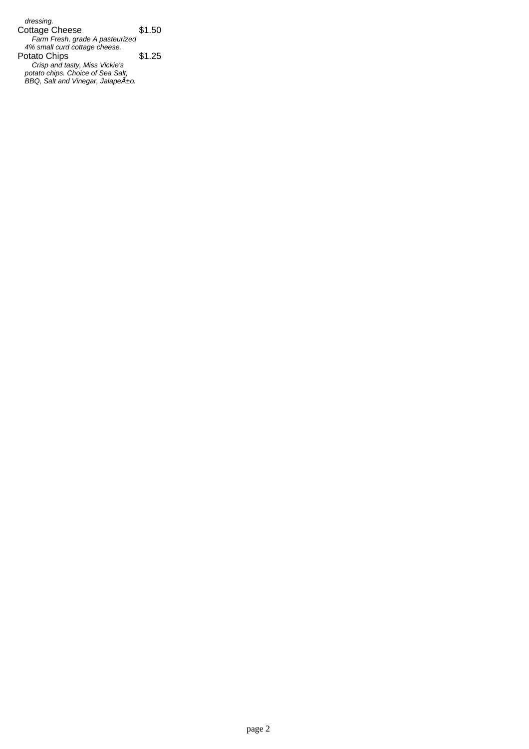*dressing.*

Cottage Cheese $1.50

*Farm Fresh, grade A pasteurized 4% small curd cottage cheese.*

Potato Chips $1.25

*Crisp and tasty, Miss Vickie's potato chips. Choice of Sea Salt, BBQ, Salt and Vinegar, JalapeÃ±o.*